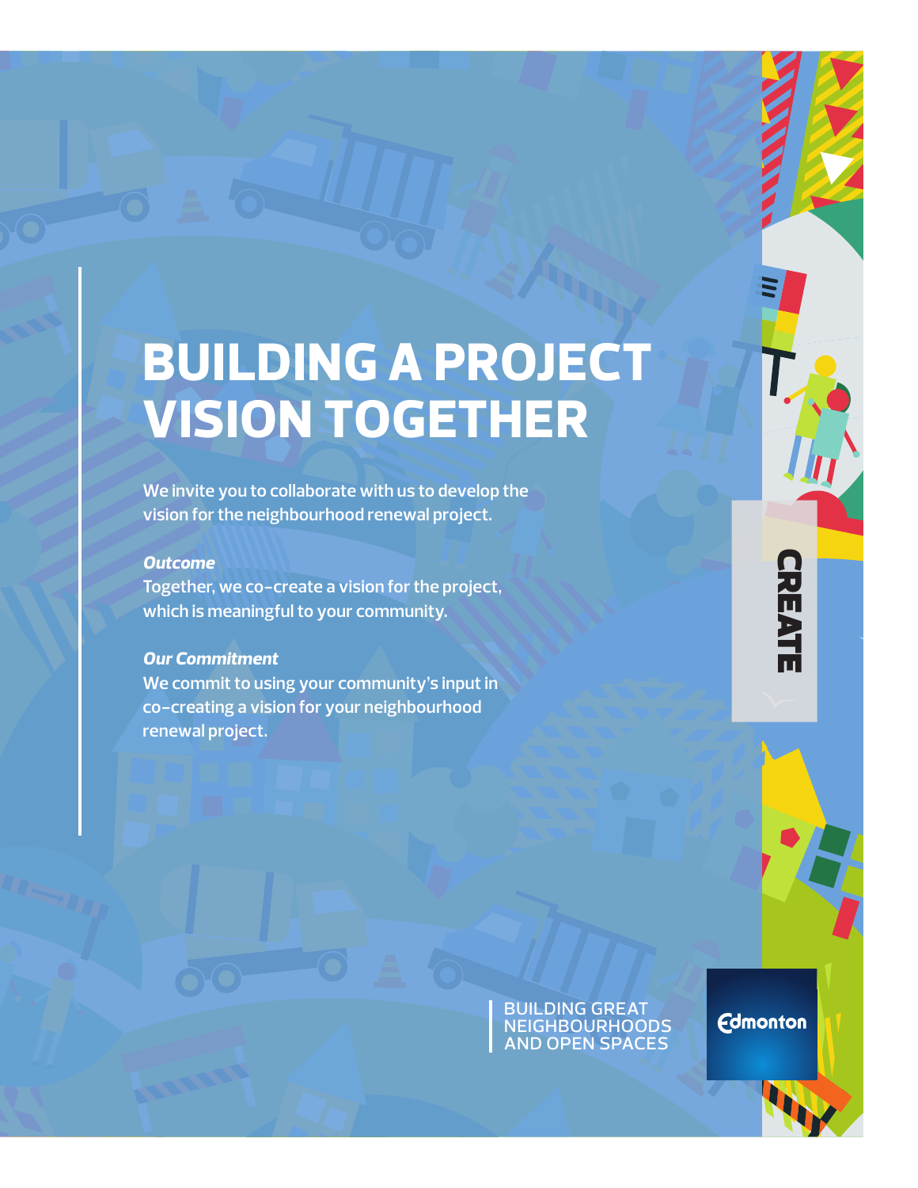# BUILDING A PROJECT VISION TOGETHER

We invite you to collaborate with us to develop the vision for the neighbourhood renewal project.

***Outcome***
Together, we co-create a vision for the project, which is meaningful to your community.

***Our Commitment***
We commit to using your community's input in co-creating a vision for your neighbourhood renewal project.

CREATE

BUILDING GREAT NEIGHBOURHOODS AND OPEN SPACES

Edmonton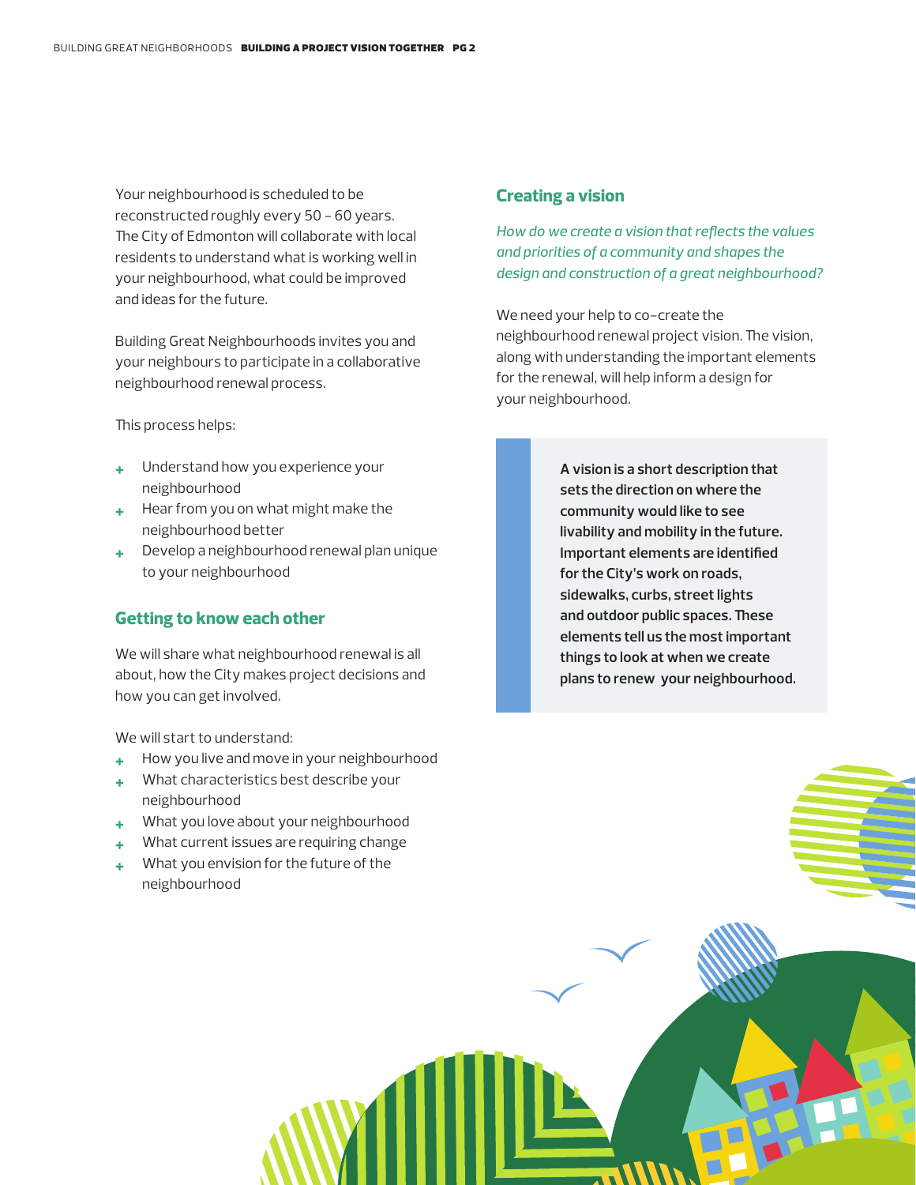Your neighbourhood is scheduled to be reconstructed roughly every 50 – 60 years. The City of Edmonton will collaborate with local residents to understand what is working well in your neighbourhood, what could be improved and ideas for the future.

Building Great Neighbourhoods invites you and your neighbours to participate in a collaborative neighbourhood renewal process.

This process helps:

+ Understand how you experience your neighbourhood
+ Hear from you on what might make the neighbourhood better
+ Develop a neighbourhood renewal plan unique to your neighbourhood

## Getting to know each other

We will share what neighbourhood renewal is all about, how the City makes project decisions and how you can get involved.

We will start to understand:

+ How you live and move in your neighbourhood
+ What characteristics best describe your neighbourhood
+ What you love about your neighbourhood
+ What current issues are requiring change
+ What you envision for the future of the neighbourhood

## Creating a vision

*How do we create a vision that reflects the values and priorities of a community and shapes the design and construction of a great neighbourhood?*

We need your help to co-create the neighbourhood renewal project vision. The vision, along with understanding the important elements for the renewal, will help inform a design for your neighbourhood.

**A vision is a short description that sets the direction on where the community would like to see livability and mobility in the future. Important elements are identified for the City's work on roads, sidewalks, curbs, street lights and outdoor public spaces. These elements tell us the most important things to look at when we create plans to renew your neighbourhood.**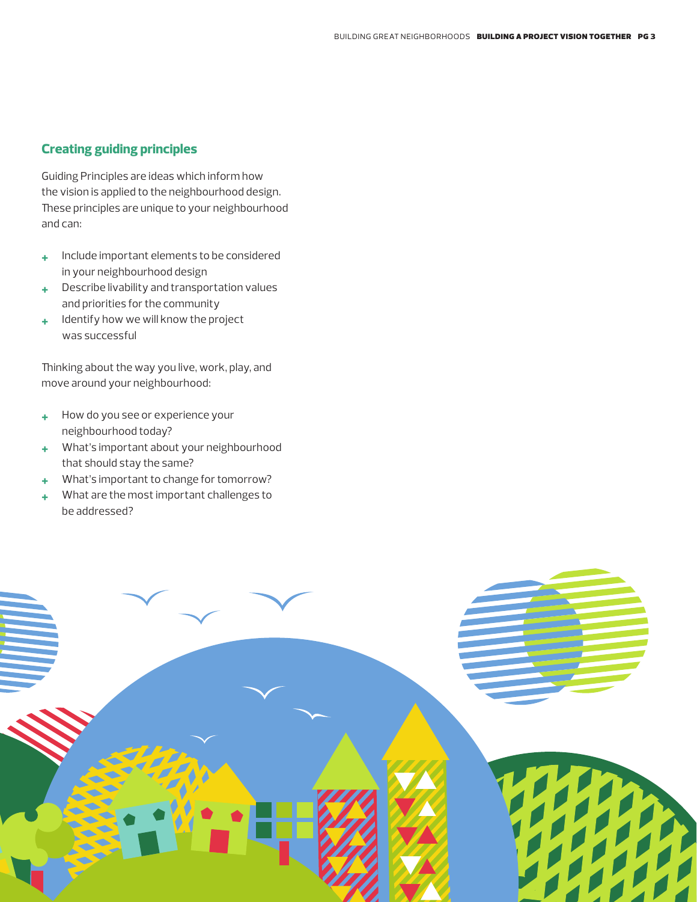## Creating guiding principles

Guiding Principles are ideas which inform how the vision is applied to the neighbourhood design. These principles are unique to your neighbourhood and can:

- Include important elements to be considered in your neighbourhood design
- Describe livability and transportation values and priorities for the community
- Identify how we will know the project was successful

Thinking about the way you live, work, play, and move around your neighbourhood:

- How do you see or experience your neighbourhood today?
- What's important about your neighbourhood that should stay the same?
- What's important to change for tomorrow?
- What are the most important challenges to be addressed?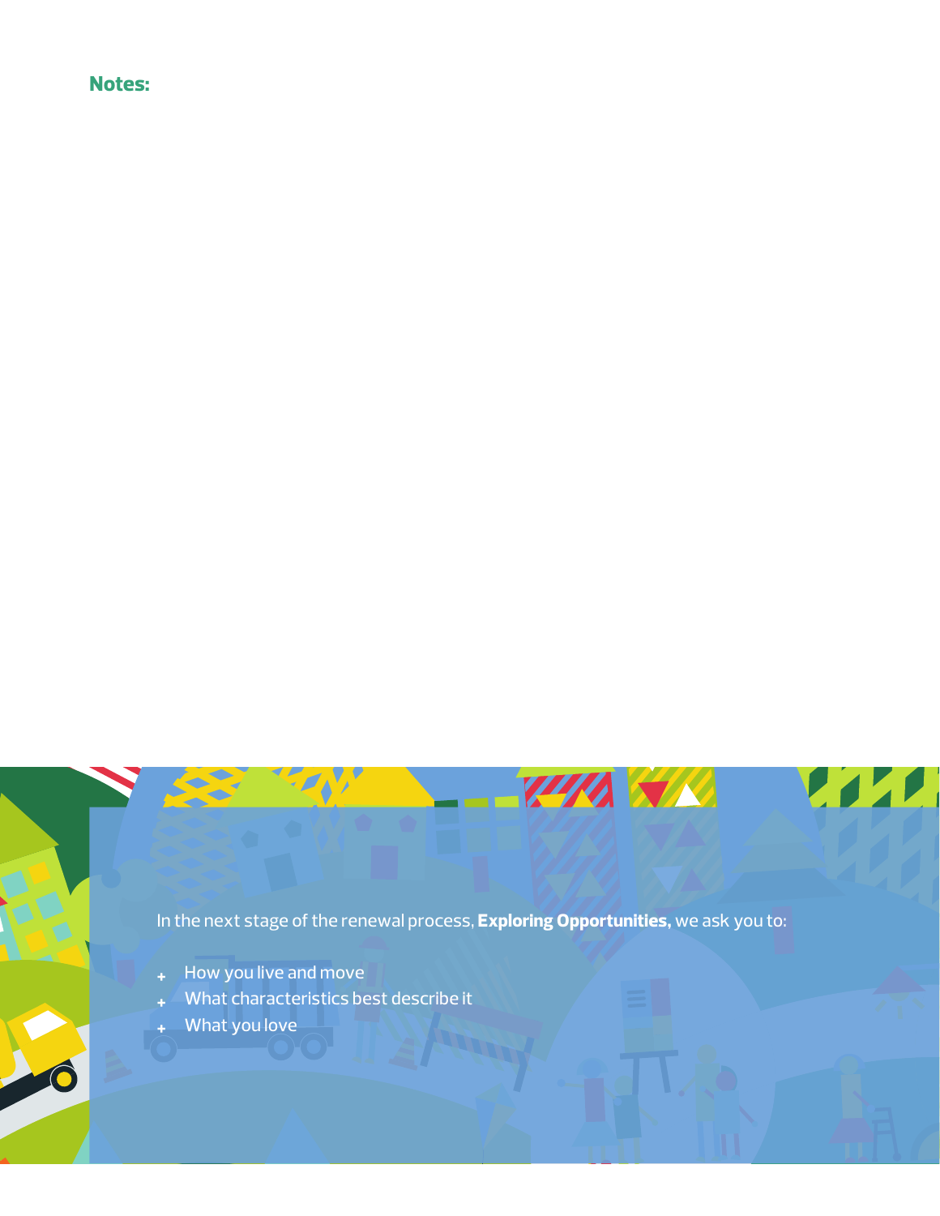**Notes:**

In the next stage of the renewal process, **Exploring Opportunities**, we ask you to:

- How you live and move
- What characteristics best describe it
- What you love